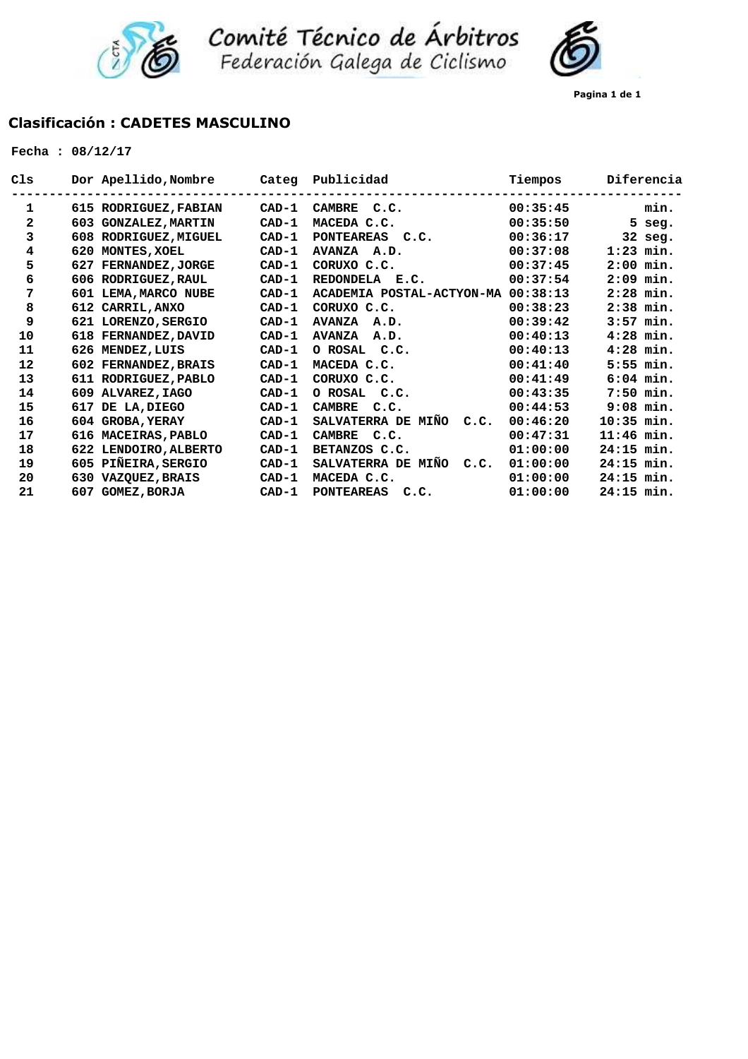# Comité Técnico de Árbitros
## Federación Galega de Ciclismo

## Clasificación : CADETES MASCULINO

**Fecha : 08/12/17**

| Cls | Dor | Apellido,Nombre | Categ | Publicidad | Tiempos | Diferencia |
|---|---|---|---|---|---|---|
| 1 | 615 | RODRIGUEZ,FABIAN | CAD-1 | CAMBRE C.C. | 00:35:45 | min. |
| 2 | 603 | GONZALEZ,MARTIN | CAD-1 | MACEDA C.C. | 00:35:50 | 5 seg. |
| 3 | 608 | RODRIGUEZ,MIGUEL | CAD-1 | PONTEAREAS C.C. | 00:36:17 | 32 seg. |
| 4 | 620 | MONTES,XOEL | CAD-1 | AVANZA A.D. | 00:37:08 | 1:23 min. |
| 5 | 627 | FERNANDEZ,JORGE | CAD-1 | CORUXO C.C. | 00:37:45 | 2:00 min. |
| 6 | 606 | RODRIGUEZ,RAUL | CAD-1 | REDONDELA E.C. | 00:37:54 | 2:09 min. |
| 7 | 601 | LEMA,MARCO NUBE | CAD-1 | ACADEMIA POSTAL-ACTYON-MA | 00:38:13 | 2:28 min. |
| 8 | 612 | CARRIL,ANXO | CAD-1 | CORUXO C.C. | 00:38:23 | 2:38 min. |
| 9 | 621 | LORENZO,SERGIO | CAD-1 | AVANZA A.D. | 00:39:42 | 3:57 min. |
| 10 | 618 | FERNANDEZ,DAVID | CAD-1 | AVANZA A.D. | 00:40:13 | 4:28 min. |
| 11 | 626 | MENDEZ,LUIS | CAD-1 | O ROSAL C.C. | 00:40:13 | 4:28 min. |
| 12 | 602 | FERNANDEZ,BRAIS | CAD-1 | MACEDA C.C. | 00:41:40 | 5:55 min. |
| 13 | 611 | RODRIGUEZ,PABLO | CAD-1 | CORUXO C.C. | 00:41:49 | 6:04 min. |
| 14 | 609 | ALVAREZ,IAGO | CAD-1 | O ROSAL C.C. | 00:43:35 | 7:50 min. |
| 15 | 617 | DE LA,DIEGO | CAD-1 | CAMBRE C.C. | 00:44:53 | 9:08 min. |
| 16 | 604 | GROBA,YERAY | CAD-1 | SALVATERRA DE MIÑO C.C. | 00:46:20 | 10:35 min. |
| 17 | 616 | MACEIRAS,PABLO | CAD-1 | CAMBRE C.C. | 00:47:31 | 11:46 min. |
| 18 | 622 | LENDOIRO,ALBERTO | CAD-1 | BETANZOS C.C. | 01:00:00 | 24:15 min. |
| 19 | 605 | PIÑEIRA,SERGIO | CAD-1 | SALVATERRA DE MIÑO C.C. | 01:00:00 | 24:15 min. |
| 20 | 630 | VAZQUEZ,BRAIS | CAD-1 | MACEDA C.C. | 01:00:00 | 24:15 min. |
| 21 | 607 | GOMEZ,BORJA | CAD-1 | PONTEAREAS C.C. | 01:00:00 | 24:15 min. |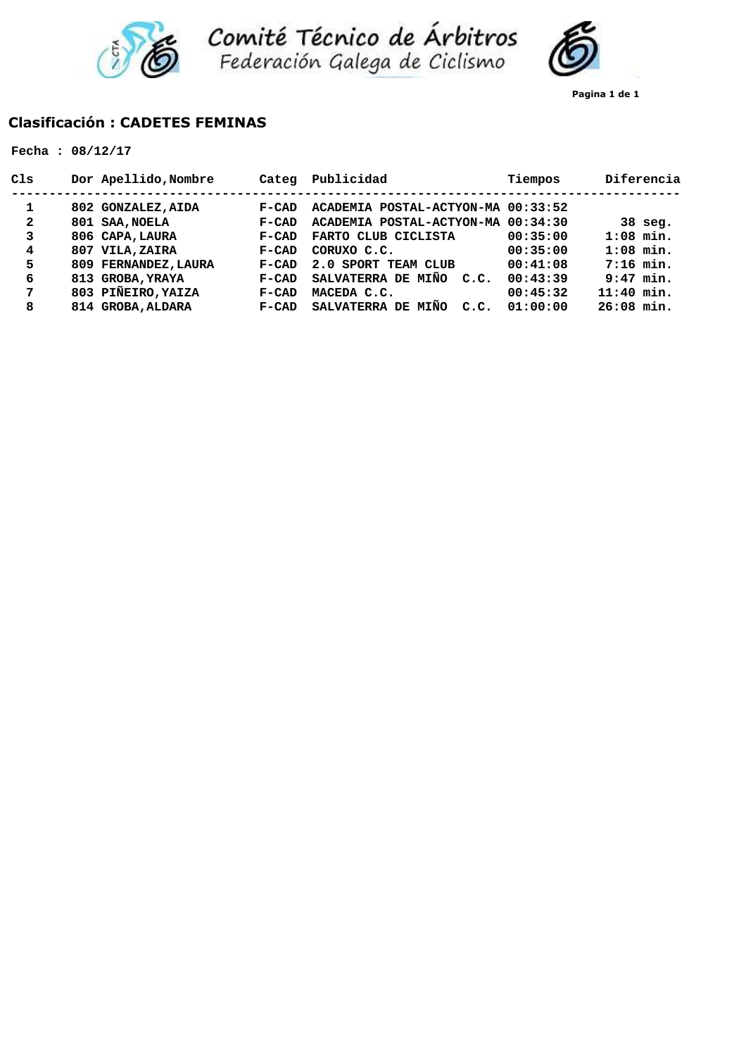Comité Técnico de Árbitros
Federación Galega de Ciclismo

## Clasificación : CADETES FEMINAS

**Fecha : 08/12/17**

| Cls | Dor | Apellido,Nombre | Categ | Publicidad | Tiempos | Diferencia |
|---|---|---|---|---|---|---|
| 1 | 802 | GONZALEZ,AIDA | F-CAD | ACADEMIA POSTAL-ACTYON-MA | 00:33:52 | |
| 2 | 801 | SAA,NOELA | F-CAD | ACADEMIA POSTAL-ACTYON-MA | 00:34:30 | 38 seg. |
| 3 | 806 | CAPA,LAURA | F-CAD | FARTO CLUB CICLISTA | 00:35:00 | 1:08 min. |
| 4 | 807 | VILA,ZAIRA | F-CAD | CORUXO C.C. | 00:35:00 | 1:08 min. |
| 5 | 809 | FERNANDEZ,LAURA | F-CAD | 2.0 SPORT TEAM CLUB | 00:41:08 | 7:16 min. |
| 6 | 813 | GROBA,YRAYA | F-CAD | SALVATERRA DE MIÑO C.C. | 00:43:39 | 9:47 min. |
| 7 | 803 | PIÑEIRO,YAIZA | F-CAD | MACEDA C.C. | 00:45:32 | 11:40 min. |
| 8 | 814 | GROBA,ALDARA | F-CAD | SALVATERRA DE MIÑO C.C. | 01:00:00 | 26:08 min. |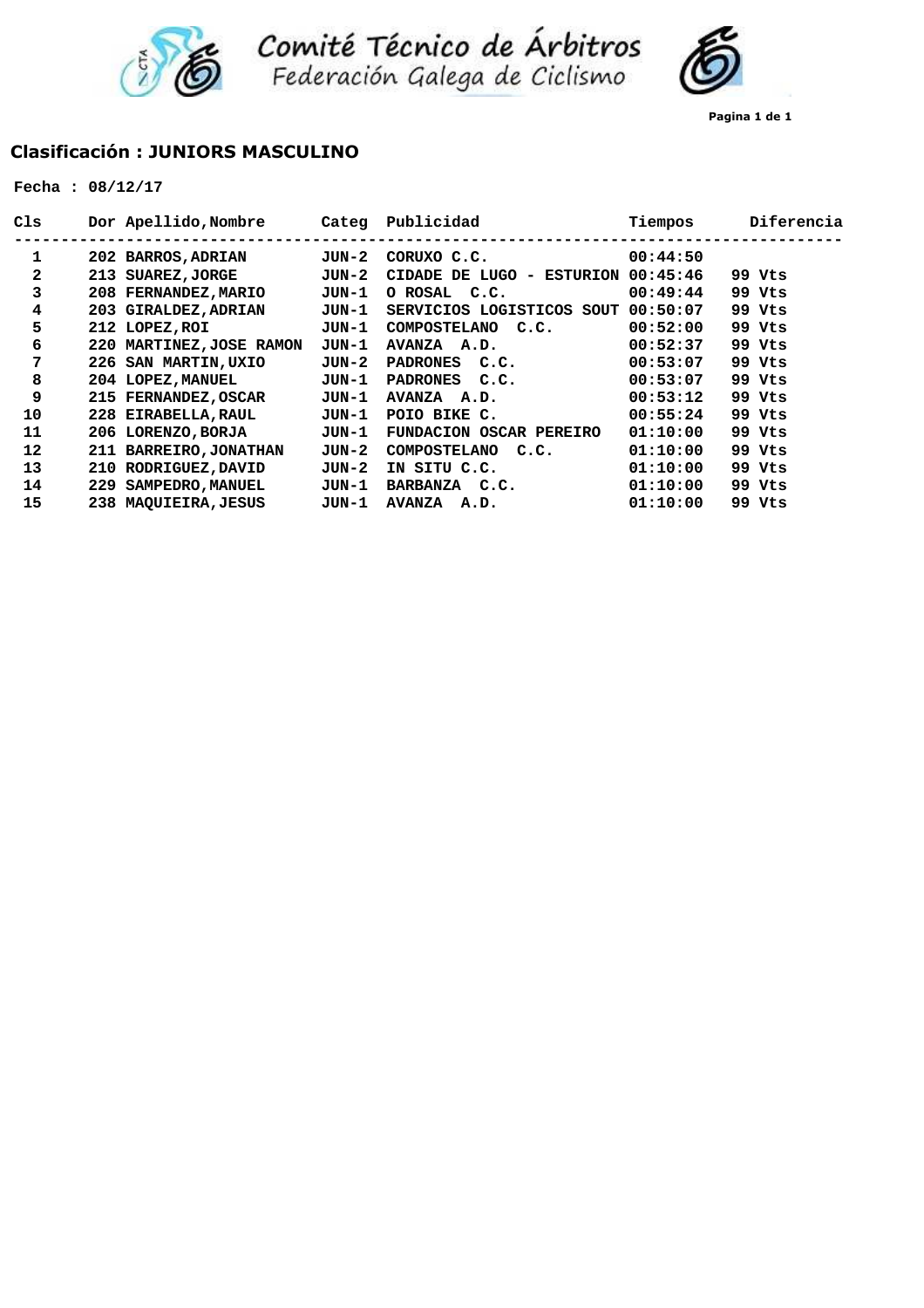Comité Técnico de Árbitros
Federación Galega de Ciclismo

## Clasificación : JUNIORS MASCULINO

**Fecha : 08/12/17**

| Cls | Dor | Apellido,Nombre | Categ | Publicidad | Tiempos | Diferencia |
|---|---|---|---|---|---|---|
| 1 | 202 | BARROS,ADRIAN | JUN-2 | CORUXO C.C. | 00:44:50 | |
| 2 | 213 | SUAREZ,JORGE | JUN-2 | CIDADE DE LUGO - ESTURION | 00:45:46 | 99 Vts |
| 3 | 208 | FERNANDEZ,MARIO | JUN-1 | O ROSAL C.C. | 00:49:44 | 99 Vts |
| 4 | 203 | GIRALDEZ,ADRIAN | JUN-1 | SERVICIOS LOGISTICOS SOUT | 00:50:07 | 99 Vts |
| 5 | 212 | LOPEZ,ROI | JUN-1 | COMPOSTELANO C.C. | 00:52:00 | 99 Vts |
| 6 | 220 | MARTINEZ,JOSE RAMON | JUN-1 | AVANZA A.D. | 00:52:37 | 99 Vts |
| 7 | 226 | SAN MARTIN,UXIO | JUN-2 | PADRONES C.C. | 00:53:07 | 99 Vts |
| 8 | 204 | LOPEZ,MANUEL | JUN-1 | PADRONES C.C. | 00:53:07 | 99 Vts |
| 9 | 215 | FERNANDEZ,OSCAR | JUN-1 | AVANZA A.D. | 00:53:12 | 99 Vts |
| 10 | 228 | EIRABELLA,RAUL | JUN-1 | POIO BIKE C. | 00:55:24 | 99 Vts |
| 11 | 206 | LORENZO,BORJA | JUN-1 | FUNDACION OSCAR PEREIRO | 01:10:00 | 99 Vts |
| 12 | 211 | BARREIRO,JONATHAN | JUN-2 | COMPOSTELANO C.C. | 01:10:00 | 99 Vts |
| 13 | 210 | RODRIGUEZ,DAVID | JUN-2 | IN SITU C.C. | 01:10:00 | 99 Vts |
| 14 | 229 | SAMPEDRO,MANUEL | JUN-1 | BARBANZA C.C. | 01:10:00 | 99 Vts |
| 15 | 238 | MAQUIEIRA,JESUS | JUN-1 | AVANZA A.D. | 01:10:00 | 99 Vts |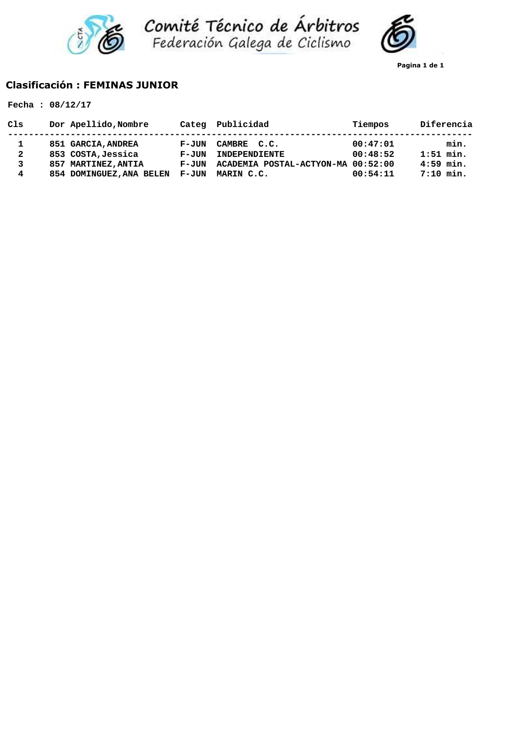Comité Técnico de Árbitros
Federación Galega de Ciclismo

## Clasificación : FEMINAS JUNIOR

**Fecha : 08/12/17**

| Cls | Dor | Apellido,Nombre | Categ | Publicidad | Tiempos | Diferencia |
|---|---|---|---|---|---|---|
| 1 | 851 | GARCIA,ANDREA | F-JUN | CAMBRE C.C. | 00:47:01 | min. |
| 2 | 853 | COSTA,Jessica | F-JUN | INDEPENDIENTE | 00:48:52 | 1:51 min. |
| 3 | 857 | MARTINEZ,ANTIA | F-JUN | ACADEMIA POSTAL-ACTYON-MA | 00:52:00 | 4:59 min. |
| 4 | 854 | DOMINGUEZ,ANA BELEN | F-JUN | MARIN C.C. | 00:54:11 | 7:10 min. |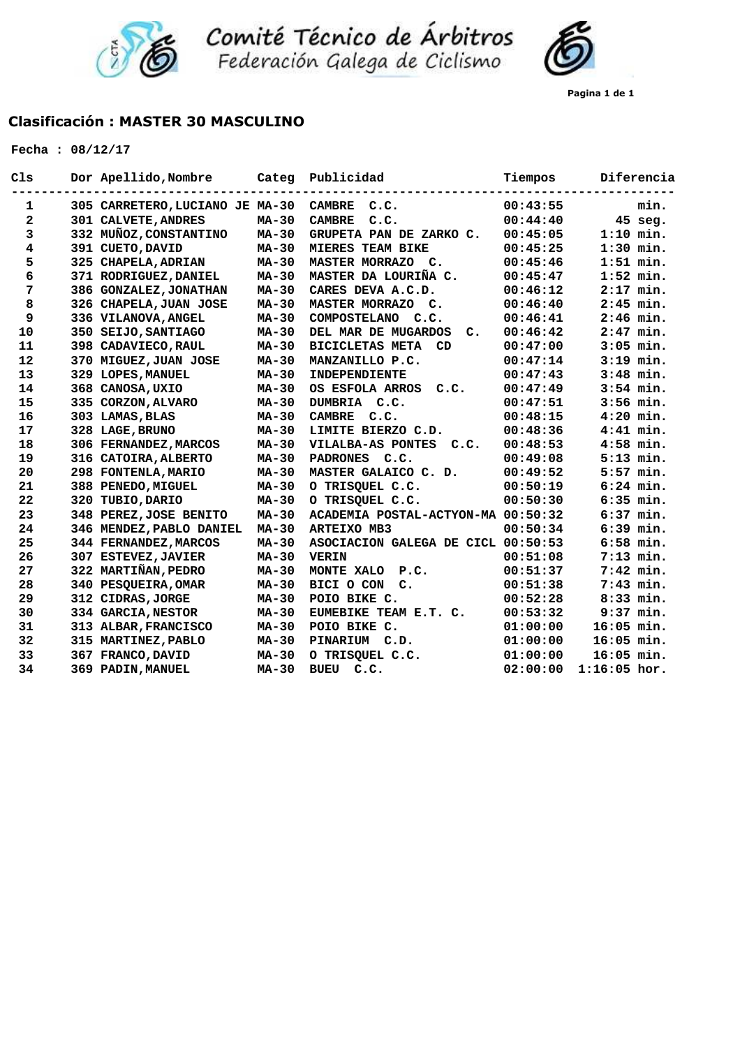Comité Técnico de Árbitros
Federación Galega de Ciclismo

## Clasificación : MASTER 30 MASCULINO

**Fecha : 08/12/17**

| Cls | Dor | Apellido,Nombre | Categ | Publicidad | Tiempos | Diferencia |
|---|---|---|---|---|---|---|
| 1 | 305 | CARRETERO,LUCIANO JE | MA-30 | CAMBRE C.C. | 00:43:55 | min. |
| 2 | 301 | CALVETE,ANDRES | MA-30 | CAMBRE C.C. | 00:44:40 | 45 seg. |
| 3 | 332 | MUÑOZ,CONSTANTINO | MA-30 | GRUPETA PAN DE ZARKO C. | 00:45:05 | 1:10 min. |
| 4 | 391 | CUETO,DAVID | MA-30 | MIERES TEAM BIKE | 00:45:25 | 1:30 min. |
| 5 | 325 | CHAPELA,ADRIAN | MA-30 | MASTER MORRAZO C. | 00:45:46 | 1:51 min. |
| 6 | 371 | RODRIGUEZ,DANIEL | MA-30 | MASTER DA LOURIÑA C. | 00:45:47 | 1:52 min. |
| 7 | 386 | GONZALEZ,JONATHAN | MA-30 | CARES DEVA A.C.D. | 00:46:12 | 2:17 min. |
| 8 | 326 | CHAPELA,JUAN JOSE | MA-30 | MASTER MORRAZO C. | 00:46:40 | 2:45 min. |
| 9 | 336 | VILANOVA,ANGEL | MA-30 | COMPOSTELANO C.C. | 00:46:41 | 2:46 min. |
| 10 | 350 | SEIJO,SANTIAGO | MA-30 | DEL MAR DE MUGARDOS C. | 00:46:42 | 2:47 min. |
| 11 | 398 | CADAVIECO,RAUL | MA-30 | BICICLETAS META CD | 00:47:00 | 3:05 min. |
| 12 | 370 | MIGUEZ,JUAN JOSE | MA-30 | MANZANILLO P.C. | 00:47:14 | 3:19 min. |
| 13 | 329 | LOPES,MANUEL | MA-30 | INDEPENDIENTE | 00:47:43 | 3:48 min. |
| 14 | 368 | CANOSA,UXIO | MA-30 | OS ESFOLA ARROS C.C. | 00:47:49 | 3:54 min. |
| 15 | 335 | CORZON,ALVARO | MA-30 | DUMBRIA C.C. | 00:47:51 | 3:56 min. |
| 16 | 303 | LAMAS,BLAS | MA-30 | CAMBRE C.C. | 00:48:15 | 4:20 min. |
| 17 | 328 | LAGE,BRUNO | MA-30 | LIMITE BIERZO C.D. | 00:48:36 | 4:41 min. |
| 18 | 306 | FERNANDEZ,MARCOS | MA-30 | VILALBA-AS PONTES C.C. | 00:48:53 | 4:58 min. |
| 19 | 316 | CATOIRA,ALBERTO | MA-30 | PADRONES C.C. | 00:49:08 | 5:13 min. |
| 20 | 298 | FONTENLA,MARIO | MA-30 | MASTER GALAICO C. D. | 00:49:52 | 5:57 min. |
| 21 | 388 | PENEDO,MIGUEL | MA-30 | O TRISQUEL C.C. | 00:50:19 | 6:24 min. |
| 22 | 320 | TUBIO,DARIO | MA-30 | O TRISQUEL C.C. | 00:50:30 | 6:35 min. |
| 23 | 348 | PEREZ,JOSE BENITO | MA-30 | ACADEMIA POSTAL-ACTYON-MA | 00:50:32 | 6:37 min. |
| 24 | 346 | MENDEZ,PABLO DANIEL | MA-30 | ARTEIXO MB3 | 00:50:34 | 6:39 min. |
| 25 | 344 | FERNANDEZ,MARCOS | MA-30 | ASOCIACION GALEGA DE CICL | 00:50:53 | 6:58 min. |
| 26 | 307 | ESTEVEZ,JAVIER | MA-30 | VERIN | 00:51:08 | 7:13 min. |
| 27 | 322 | MARTIÑAN,PEDRO | MA-30 | MONTE XALO P.C. | 00:51:37 | 7:42 min. |
| 28 | 340 | PESQUEIRA,OMAR | MA-30 | BICI O CON C. | 00:51:38 | 7:43 min. |
| 29 | 312 | CIDRAS,JORGE | MA-30 | POIO BIKE C. | 00:52:28 | 8:33 min. |
| 30 | 334 | GARCIA,NESTOR | MA-30 | EUMEBIKE TEAM E.T. C. | 00:53:32 | 9:37 min. |
| 31 | 313 | ALBAR,FRANCISCO | MA-30 | POIO BIKE C. | 01:00:00 | 16:05 min. |
| 32 | 315 | MARTINEZ,PABLO | MA-30 | PINARIUM C.D. | 01:00:00 | 16:05 min. |
| 33 | 367 | FRANCO,DAVID | MA-30 | O TRISQUEL C.C. | 01:00:00 | 16:05 min. |
| 34 | 369 | PADIN,MANUEL | MA-30 | BUEU C.C. | 02:00:00 | 1:16:05 hor. |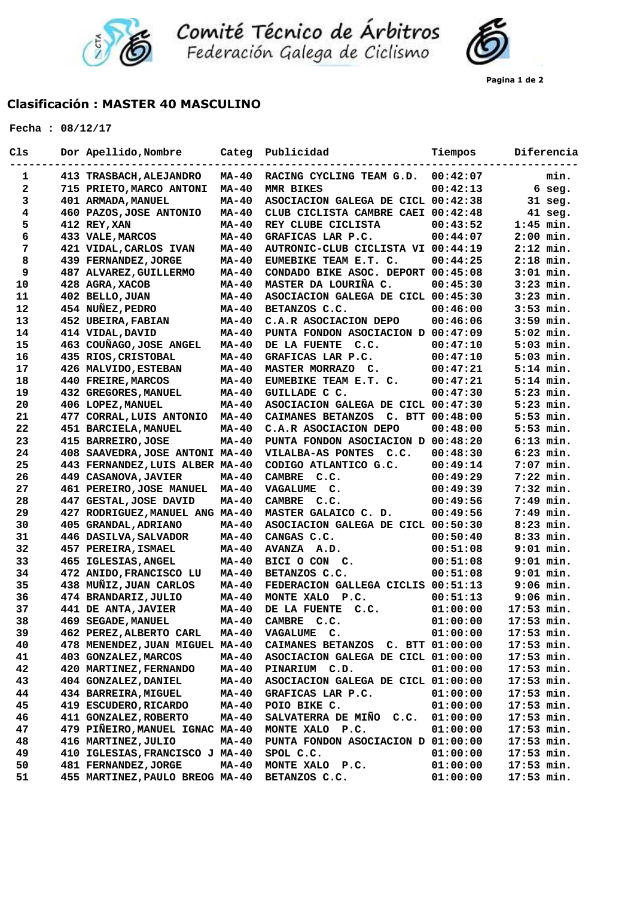Comité Técnico de Árbitros
Federación Galega de Ciclismo

## Clasificación : MASTER 40 MASCULINO

**Fecha : 08/12/17**

| Cls | Dor | Apellido,Nombre | Categ | Publicidad | Tiempos | Diferencia |
|---|---|---|---|---|---|---|
| 1 | 413 | TRASBACH,ALEJANDRO | MA-40 | RACING CYCLING TEAM G.D. | 00:42:07 | min. |
| 2 | 715 | PRIETO,MARCO ANTONI | MA-40 | MMR BIKES | 00:42:13 | 6 seg. |
| 3 | 401 | ARMADA,MANUEL | MA-40 | ASOCIACION GALEGA DE CICL | 00:42:38 | 31 seg. |
| 4 | 460 | PAZOS,JOSE ANTONIO | MA-40 | CLUB CICLISTA CAMBRE CAEI | 00:42:48 | 41 seg. |
| 5 | 412 | REY,XAN | MA-40 | REY CLUBE CICLISTA | 00:43:52 | 1:45 min. |
| 6 | 433 | VALE,MARCOS | MA-40 | GRAFICAS LAR P.C. | 00:44:07 | 2:00 min. |
| 7 | 421 | VIDAL,CARLOS IVAN | MA-40 | AUTRONIC-CLUB CICLISTA VI | 00:44:19 | 2:12 min. |
| 8 | 439 | FERNANDEZ,JORGE | MA-40 | EUMEBIKE TEAM E.T. C. | 00:44:25 | 2:18 min. |
| 9 | 487 | ALVAREZ,GUILLERMO | MA-40 | CONDADO BIKE ASOC. DEPORT | 00:45:08 | 3:01 min. |
| 10 | 428 | AGRA,XACOB | MA-40 | MASTER DA LOURIÑA C. | 00:45:30 | 3:23 min. |
| 11 | 402 | BELLO,JUAN | MA-40 | ASOCIACION GALEGA DE CICL | 00:45:30 | 3:23 min. |
| 12 | 454 | NUÑEZ,PEDRO | MA-40 | BETANZOS C.C. | 00:46:00 | 3:53 min. |
| 13 | 452 | UBEIRA,FABIAN | MA-40 | C.A.R ASOCIACION DEPO | 00:46:06 | 3:59 min. |
| 14 | 414 | VIDAL,DAVID | MA-40 | PUNTA FONDON ASOCIACION D | 00:47:09 | 5:02 min. |
| 15 | 463 | COUÑAGO,JOSE ANGEL | MA-40 | DE LA FUENTE C.C. | 00:47:10 | 5:03 min. |
| 16 | 435 | RIOS,CRISTOBAL | MA-40 | GRAFICAS LAR P.C. | 00:47:10 | 5:03 min. |
| 17 | 426 | MALVIDO,ESTEBAN | MA-40 | MASTER MORRAZO C. | 00:47:21 | 5:14 min. |
| 18 | 440 | FREIRE,MARCOS | MA-40 | EUMEBIKE TEAM E.T. C. | 00:47:21 | 5:14 min. |
| 19 | 432 | GREGORES,MANUEL | MA-40 | GUILLADE C C. | 00:47:30 | 5:23 min. |
| 20 | 406 | LOPEZ,MANUEL | MA-40 | ASOCIACION GALEGA DE CICL | 00:47:30 | 5:23 min. |
| 21 | 477 | CORRAL,LUIS ANTONIO | MA-40 | CAIMANES BETANZOS C. BTT | 00:48:00 | 5:53 min. |
| 22 | 451 | BARCIELA,MANUEL | MA-40 | C.A.R ASOCIACION DEPO | 00:48:00 | 5:53 min. |
| 23 | 415 | BARREIRO,JOSE | MA-40 | PUNTA FONDON ASOCIACION D | 00:48:20 | 6:13 min. |
| 24 | 408 | SAAVEDRA,JOSE ANTONI | MA-40 | VILALBA-AS PONTES C.C. | 00:48:30 | 6:23 min. |
| 25 | 443 | FERNANDEZ,LUIS ALBER | MA-40 | CODIGO ATLANTICO G.C. | 00:49:14 | 7:07 min. |
| 26 | 449 | CASANOVA,JAVIER | MA-40 | CAMBRE C.C. | 00:49:29 | 7:22 min. |
| 27 | 461 | PEREIRO,JOSE MANUEL | MA-40 | VAGALUME C. | 00:49:39 | 7:32 min. |
| 28 | 447 | GESTAL,JOSE DAVID | MA-40 | CAMBRE C.C. | 00:49:56 | 7:49 min. |
| 29 | 427 | RODRIGUEZ,MANUEL ANG | MA-40 | MASTER GALAICO C. D. | 00:49:56 | 7:49 min. |
| 30 | 405 | GRANDAL,ADRIANO | MA-40 | ASOCIACION GALEGA DE CICL | 00:50:30 | 8:23 min. |
| 31 | 446 | DASILVA,SALVADOR | MA-40 | CANGAS C.C. | 00:50:40 | 8:33 min. |
| 32 | 457 | PEREIRA,ISMAEL | MA-40 | AVANZA A.D. | 00:51:08 | 9:01 min. |
| 33 | 465 | IGLESIAS,ANGEL | MA-40 | BICI O CON C. | 00:51:08 | 9:01 min. |
| 34 | 472 | ANIDO,FRANCISCO LU | MA-40 | BETANZOS C.C. | 00:51:08 | 9:01 min. |
| 35 | 438 | MUÑIZ,JUAN CARLOS | MA-40 | FEDERACION GALLEGA CICLIS | 00:51:13 | 9:06 min. |
| 36 | 474 | BRANDARIZ,JULIO | MA-40 | MONTE XALO P.C. | 00:51:13 | 9:06 min. |
| 37 | 441 | DE ANTA,JAVIER | MA-40 | DE LA FUENTE C.C. | 01:00:00 | 17:53 min. |
| 38 | 469 | SEGADE,MANUEL | MA-40 | CAMBRE C.C. | 01:00:00 | 17:53 min. |
| 39 | 462 | PEREZ,ALBERTO CARL | MA-40 | VAGALUME C. | 01:00:00 | 17:53 min. |
| 40 | 478 | MENENDEZ,JUAN MIGUEL | MA-40 | CAIMANES BETANZOS C. BTT | 01:00:00 | 17:53 min. |
| 41 | 403 | GONZALEZ,MARCOS | MA-40 | ASOCIACION GALEGA DE CICL | 01:00:00 | 17:53 min. |
| 42 | 420 | MARTINEZ,FERNANDO | MA-40 | PINARIUM C.D. | 01:00:00 | 17:53 min. |
| 43 | 404 | GONZALEZ,DANIEL | MA-40 | ASOCIACION GALEGA DE CICL | 01:00:00 | 17:53 min. |
| 44 | 434 | BARREIRA,MIGUEL | MA-40 | GRAFICAS LAR P.C. | 01:00:00 | 17:53 min. |
| 45 | 419 | ESCUDERO,RICARDO | MA-40 | POIO BIKE C. | 01:00:00 | 17:53 min. |
| 46 | 411 | GONZALEZ,ROBERTO | MA-40 | SALVATERRA DE MIÑO C.C. | 01:00:00 | 17:53 min. |
| 47 | 479 | PIÑEIRO,MANUEL IGNAC | MA-40 | MONTE XALO P.C. | 01:00:00 | 17:53 min. |
| 48 | 416 | MARTINEZ,JULIO | MA-40 | PUNTA FONDON ASOCIACION D | 01:00:00 | 17:53 min. |
| 49 | 410 | IGLESIAS,FRANCISCO J | MA-40 | SPOL C.C. | 01:00:00 | 17:53 min. |
| 50 | 481 | FERNANDEZ,JORGE | MA-40 | MONTE XALO P.C. | 01:00:00 | 17:53 min. |
| 51 | 455 | MARTINEZ,PAULO BREOG | MA-40 | BETANZOS C.C. | 01:00:00 | 17:53 min. |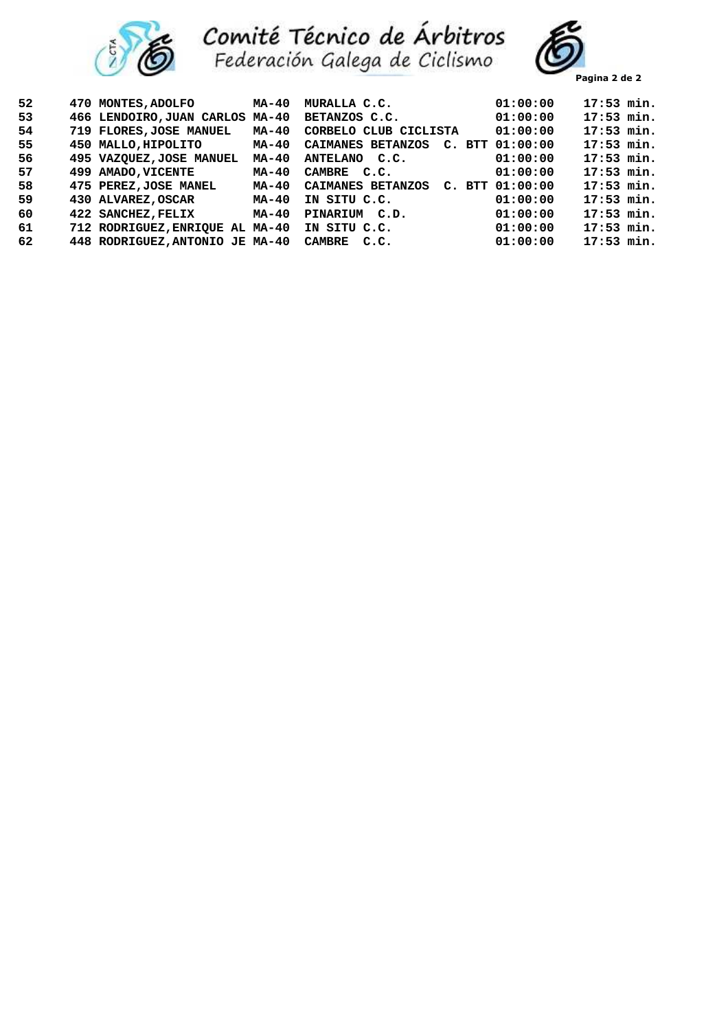# Comité Técnico de Árbitros
## Federación Galega de Ciclismo

| | | | | | | |
|---|---|---|---|---|---|---|
| 52 | 470 | MONTES,ADOLFO | MA-40 | MURALLA C.C. | 01:00:00 | 17:53 min. |
| 53 | 466 | LENDOIRO,JUAN CARLOS | MA-40 | BETANZOS C.C. | 01:00:00 | 17:53 min. |
| 54 | 719 | FLORES,JOSE MANUEL | MA-40 | CORBELO CLUB CICLISTA | 01:00:00 | 17:53 min. |
| 55 | 450 | MALLO,HIPOLITO | MA-40 | CAIMANES BETANZOS C. BTT | 01:00:00 | 17:53 min. |
| 56 | 495 | VAZQUEZ,JOSE MANUEL | MA-40 | ANTELANO C.C. | 01:00:00 | 17:53 min. |
| 57 | 499 | AMADO,VICENTE | MA-40 | CAMBRE C.C. | 01:00:00 | 17:53 min. |
| 58 | 475 | PEREZ,JOSE MANEL | MA-40 | CAIMANES BETANZOS C. BTT | 01:00:00 | 17:53 min. |
| 59 | 430 | ALVAREZ,OSCAR | MA-40 | IN SITU C.C. | 01:00:00 | 17:53 min. |
| 60 | 422 | SANCHEZ,FELIX | MA-40 | PINARIUM C.D. | 01:00:00 | 17:53 min. |
| 61 | 712 | RODRIGUEZ,ENRIQUE AL | MA-40 | IN SITU C.C. | 01:00:00 | 17:53 min. |
| 62 | 448 | RODRIGUEZ,ANTONIO JE | MA-40 | CAMBRE C.C. | 01:00:00 | 17:53 min. |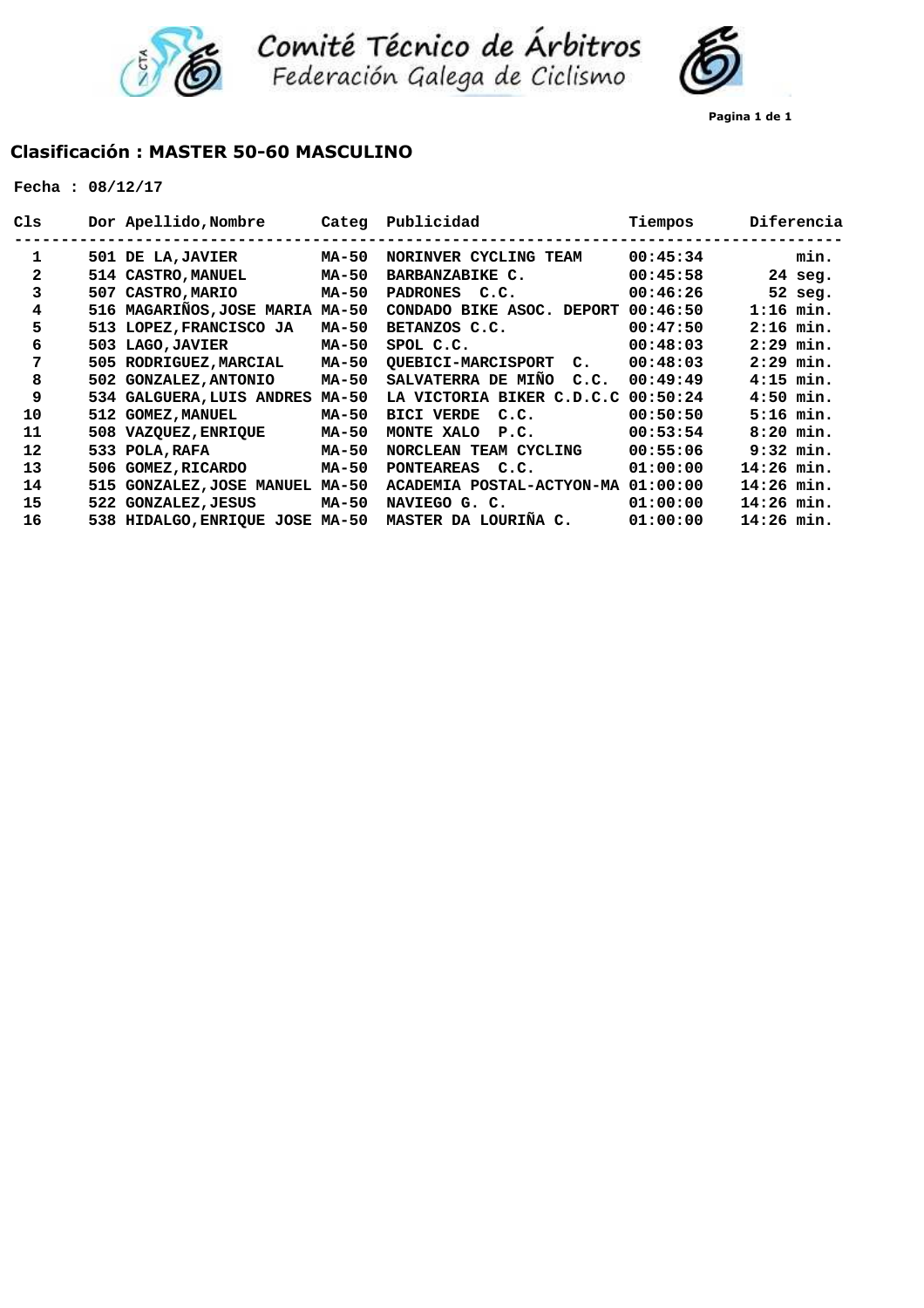Comité Técnico de Árbitros
Federación Galega de Ciclismo

## Clasificación : MASTER 50-60 MASCULINO

**Fecha : 08/12/17**

| Cls | Dor | Apellido,Nombre | Categ | Publicidad | Tiempos | Diferencia |
|---|---|---|---|---|---|---|
| 1 | 501 | DE LA,JAVIER | MA-50 | NORINVER CYCLING TEAM | 00:45:34 | min. |
| 2 | 514 | CASTRO,MANUEL | MA-50 | BARBANZABIKE C. | 00:45:58 | 24 seg. |
| 3 | 507 | CASTRO,MARIO | MA-50 | PADRONES C.C. | 00:46:26 | 52 seg. |
| 4 | 516 | MAGARIÑOS,JOSE MARIA | MA-50 | CONDADO BIKE ASOC. DEPORT | 00:46:50 | 1:16 min. |
| 5 | 513 | LOPEZ,FRANCISCO JA | MA-50 | BETANZOS C.C. | 00:47:50 | 2:16 min. |
| 6 | 503 | LAGO,JAVIER | MA-50 | SPOL C.C. | 00:48:03 | 2:29 min. |
| 7 | 505 | RODRIGUEZ,MARCIAL | MA-50 | QUEBICI-MARCISPORT C. | 00:48:03 | 2:29 min. |
| 8 | 502 | GONZALEZ,ANTONIO | MA-50 | SALVATERRA DE MIÑO C.C. | 00:49:49 | 4:15 min. |
| 9 | 534 | GALGUERA,LUIS ANDRES | MA-50 | LA VICTORIA BIKER C.D.C.C | 00:50:24 | 4:50 min. |
| 10 | 512 | GOMEZ,MANUEL | MA-50 | BICI VERDE C.C. | 00:50:50 | 5:16 min. |
| 11 | 508 | VAZQUEZ,ENRIQUE | MA-50 | MONTE XALO P.C. | 00:53:54 | 8:20 min. |
| 12 | 533 | POLA,RAFA | MA-50 | NORCLEAN TEAM CYCLING | 00:55:06 | 9:32 min. |
| 13 | 506 | GOMEZ,RICARDO | MA-50 | PONTEAREAS C.C. | 01:00:00 | 14:26 min. |
| 14 | 515 | GONZALEZ,JOSE MANUEL | MA-50 | ACADEMIA POSTAL-ACTYON-MA | 01:00:00 | 14:26 min. |
| 15 | 522 | GONZALEZ,JESUS | MA-50 | NAVIEGO G. C. | 01:00:00 | 14:26 min. |
| 16 | 538 | HIDALGO,ENRIQUE JOSE | MA-50 | MASTER DA LOURIÑA C. | 01:00:00 | 14:26 min. |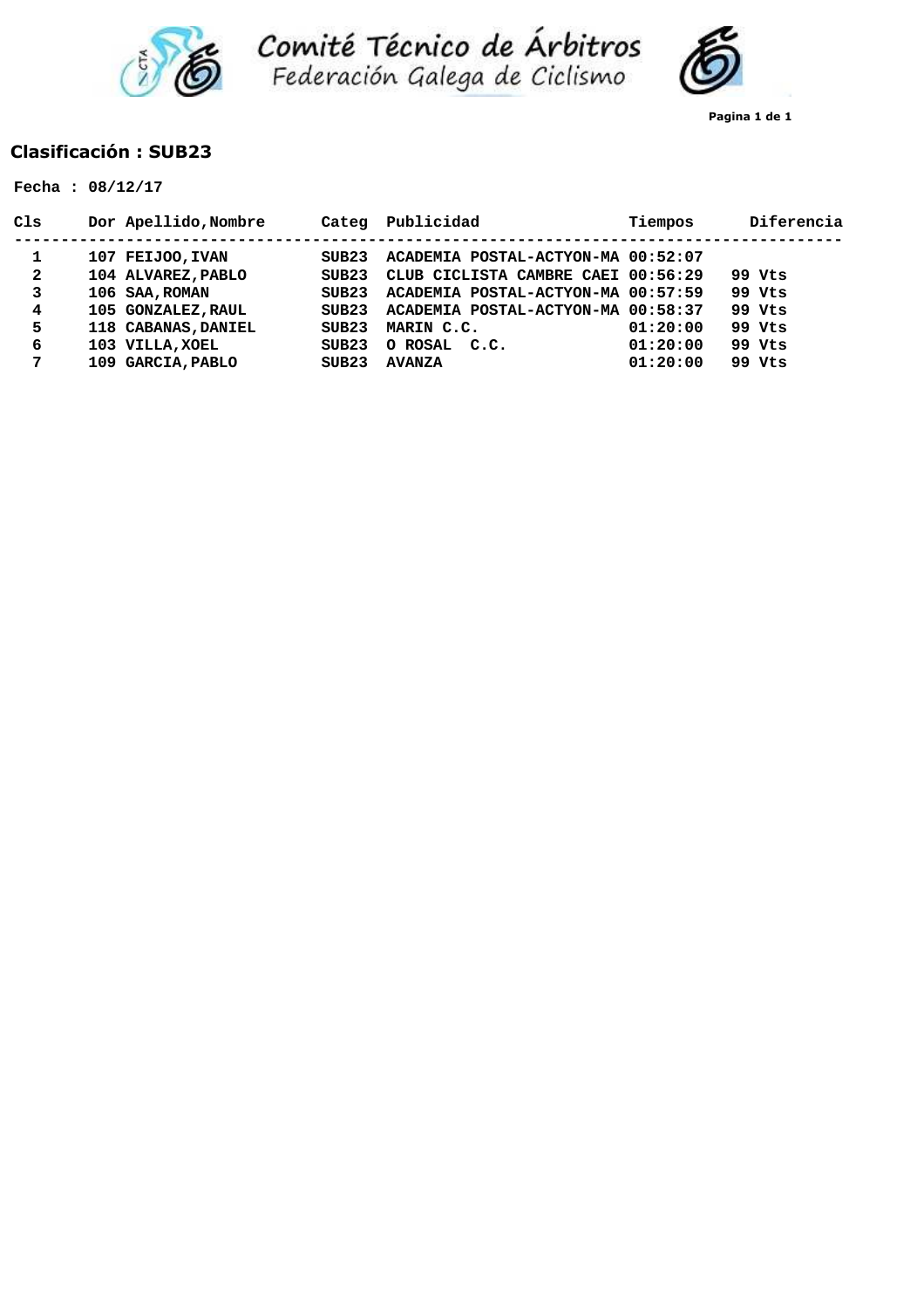Comité Técnico de Árbitros
Federación Galega de Ciclismo

## Clasificación : SUB23

**Fecha : 08/12/17**

| Cls | Dor | Apellido,Nombre | Categ | Publicidad | Tiempos | Diferencia |
|---|---|---|---|---|---|---|
| 1 | 107 | FEIJOO,IVAN | SUB23 | ACADEMIA POSTAL-ACTYON-MA | 00:52:07 | |
| 2 | 104 | ALVAREZ,PABLO | SUB23 | CLUB CICLISTA CAMBRE CAEI | 00:56:29 | 99 Vts |
| 3 | 106 | SAA,ROMAN | SUB23 | ACADEMIA POSTAL-ACTYON-MA | 00:57:59 | 99 Vts |
| 4 | 105 | GONZALEZ,RAUL | SUB23 | ACADEMIA POSTAL-ACTYON-MA | 00:58:37 | 99 Vts |
| 5 | 118 | CABANAS,DANIEL | SUB23 | MARIN C.C. | 01:20:00 | 99 Vts |
| 6 | 103 | VILLA,XOEL | SUB23 | O ROSAL C.C. | 01:20:00 | 99 Vts |
| 7 | 109 | GARCIA,PABLO | SUB23 | AVANZA | 01:20:00 | 99 Vts |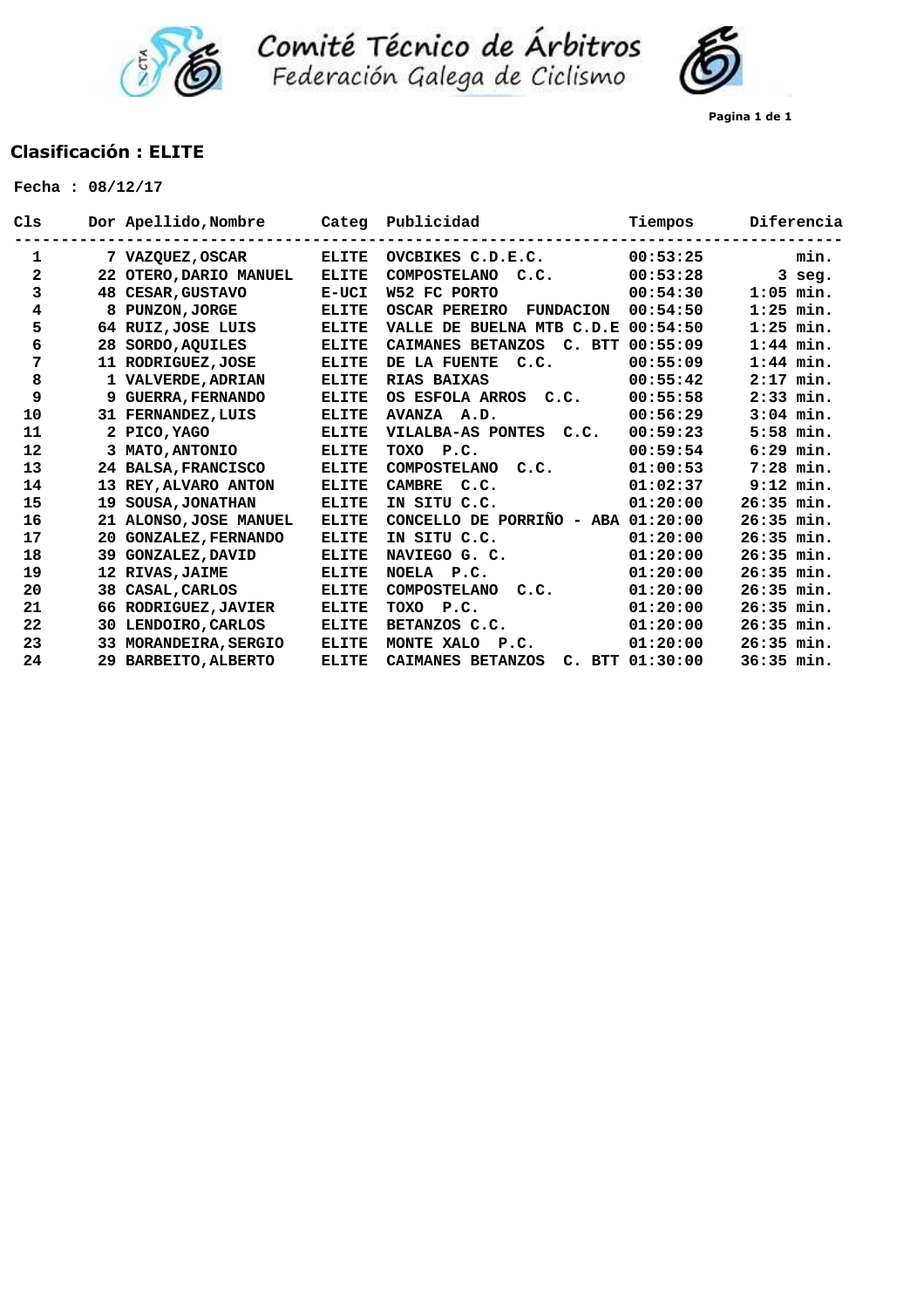Comité Técnico de Árbitros
Federación Galega de Ciclismo

## Clasificación : ELITE

**Fecha : 08/12/17**

| Cls | Dor | Apellido,Nombre | Categ | Publicidad | Tiempos | Diferencia |
|---|---|---|---|---|---|---|
| 1 | 7 | VAZQUEZ,OSCAR | ELITE | OVCBIKES C.D.E.C. | 00:53:25 | min. |
| 2 | 22 | OTERO,DARIO MANUEL | ELITE | COMPOSTELANO C.C. | 00:53:28 | 3 seg. |
| 3 | 48 | CESAR,GUSTAVO | E-UCI | W52 FC PORTO | 00:54:30 | 1:05 min. |
| 4 | 8 | PUNZON,JORGE | ELITE | OSCAR PEREIRO FUNDACION | 00:54:50 | 1:25 min. |
| 5 | 64 | RUIZ,JOSE LUIS | ELITE | VALLE DE BUELNA MTB C.D.E | 00:54:50 | 1:25 min. |
| 6 | 28 | SORDO,AQUILES | ELITE | CAIMANES BETANZOS C. BTT | 00:55:09 | 1:44 min. |
| 7 | 11 | RODRIGUEZ,JOSE | ELITE | DE LA FUENTE C.C. | 00:55:09 | 1:44 min. |
| 8 | 1 | VALVERDE,ADRIAN | ELITE | RIAS BAIXAS | 00:55:42 | 2:17 min. |
| 9 | 9 | GUERRA,FERNANDO | ELITE | OS ESFOLA ARROS C.C. | 00:55:58 | 2:33 min. |
| 10 | 31 | FERNANDEZ,LUIS | ELITE | AVANZA A.D. | 00:56:29 | 3:04 min. |
| 11 | 2 | PICO,YAGO | ELITE | VILALBA-AS PONTES C.C. | 00:59:23 | 5:58 min. |
| 12 | 3 | MATO,ANTONIO | ELITE | TOXO P.C. | 00:59:54 | 6:29 min. |
| 13 | 24 | BALSA,FRANCISCO | ELITE | COMPOSTELANO C.C. | 01:00:53 | 7:28 min. |
| 14 | 13 | REY,ALVARO ANTON | ELITE | CAMBRE C.C. | 01:02:37 | 9:12 min. |
| 15 | 19 | SOUSA,JONATHAN | ELITE | IN SITU C.C. | 01:20:00 | 26:35 min. |
| 16 | 21 | ALONSO,JOSE MANUEL | ELITE | CONCELLO DE PORRIÑO - ABA | 01:20:00 | 26:35 min. |
| 17 | 20 | GONZALEZ,FERNANDO | ELITE | IN SITU C.C. | 01:20:00 | 26:35 min. |
| 18 | 39 | GONZALEZ,DAVID | ELITE | NAVIEGO G. C. | 01:20:00 | 26:35 min. |
| 19 | 12 | RIVAS,JAIME | ELITE | NOELA P.C. | 01:20:00 | 26:35 min. |
| 20 | 38 | CASAL,CARLOS | ELITE | COMPOSTELANO C.C. | 01:20:00 | 26:35 min. |
| 21 | 66 | RODRIGUEZ,JAVIER | ELITE | TOXO P.C. | 01:20:00 | 26:35 min. |
| 22 | 30 | LENDOIRO,CARLOS | ELITE | BETANZOS C.C. | 01:20:00 | 26:35 min. |
| 23 | 33 | MORANDEIRA,SERGIO | ELITE | MONTE XALO P.C. | 01:20:00 | 26:35 min. |
| 24 | 29 | BARBEITO,ALBERTO | ELITE | CAIMANES BETANZOS C. BTT | 01:30:00 | 36:35 min. |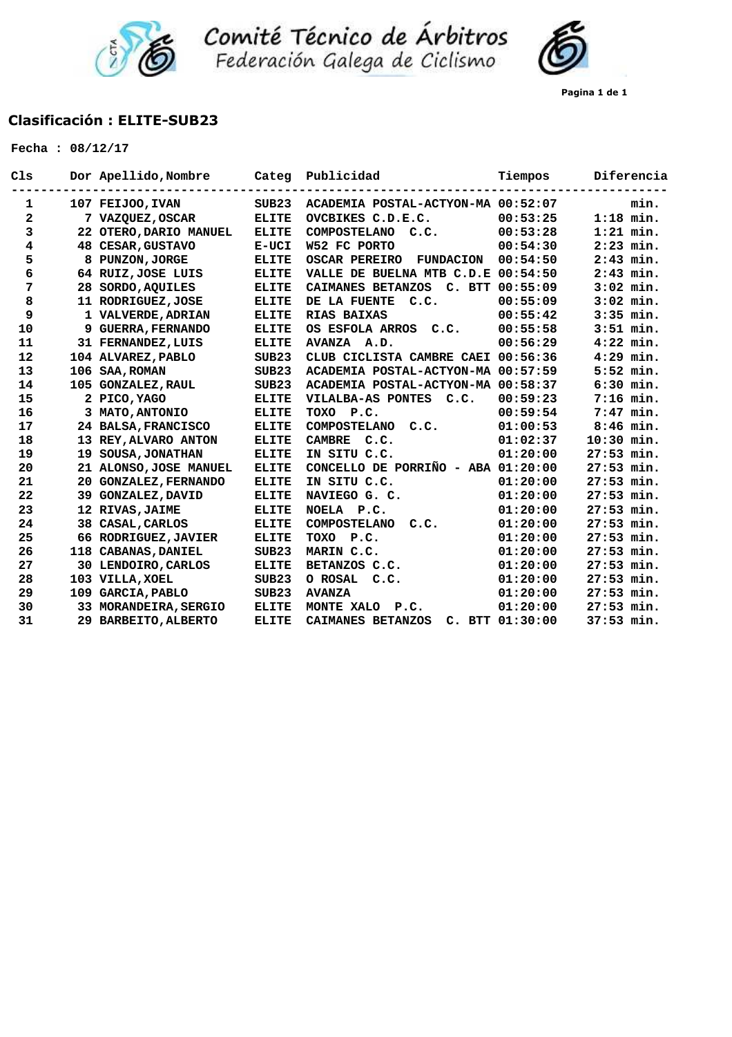Comité Técnico de Árbitros
Federación Galega de Ciclismo

## Clasificación : ELITE-SUB23

**Fecha : 08/12/17**

| Cls | Dor | Apellido,Nombre | Categ | Publicidad | Tiempos | Diferencia |
|---|---|---|---|---|---|---|
| 1 | 107 | FEIJOO,IVAN | SUB23 | ACADEMIA POSTAL-ACTYON-MA | 00:52:07 | min. |
| 2 | 7 | VAZQUEZ,OSCAR | ELITE | OVCBIKES C.D.E.C. | 00:53:25 | 1:18 min. |
| 3 | 22 | OTERO,DARIO MANUEL | ELITE | COMPOSTELANO C.C. | 00:53:28 | 1:21 min. |
| 4 | 48 | CESAR,GUSTAVO | E-UCI | W52 FC PORTO | 00:54:30 | 2:23 min. |
| 5 | 8 | PUNZON,JORGE | ELITE | OSCAR PEREIRO FUNDACION | 00:54:50 | 2:43 min. |
| 6 | 64 | RUIZ,JOSE LUIS | ELITE | VALLE DE BUELNA MTB C.D.E | 00:54:50 | 2:43 min. |
| 7 | 28 | SORDO,AQUILES | ELITE | CAIMANES BETANZOS C. BTT | 00:55:09 | 3:02 min. |
| 8 | 11 | RODRIGUEZ,JOSE | ELITE | DE LA FUENTE C.C. | 00:55:09 | 3:02 min. |
| 9 | 1 | VALVERDE,ADRIAN | ELITE | RIAS BAIXAS | 00:55:42 | 3:35 min. |
| 10 | 9 | GUERRA,FERNANDO | ELITE | OS ESFOLA ARROS C.C. | 00:55:58 | 3:51 min. |
| 11 | 31 | FERNANDEZ,LUIS | ELITE | AVANZA A.D. | 00:56:29 | 4:22 min. |
| 12 | 104 | ALVAREZ,PABLO | SUB23 | CLUB CICLISTA CAMBRE CAEI | 00:56:36 | 4:29 min. |
| 13 | 106 | SAA,ROMAN | SUB23 | ACADEMIA POSTAL-ACTYON-MA | 00:57:59 | 5:52 min. |
| 14 | 105 | GONZALEZ,RAUL | SUB23 | ACADEMIA POSTAL-ACTYON-MA | 00:58:37 | 6:30 min. |
| 15 | 2 | PICO,YAGO | ELITE | VILALBA-AS PONTES C.C. | 00:59:23 | 7:16 min. |
| 16 | 3 | MATO,ANTONIO | ELITE | TOXO P.C. | 00:59:54 | 7:47 min. |
| 17 | 24 | BALSA,FRANCISCO | ELITE | COMPOSTELANO C.C. | 01:00:53 | 8:46 min. |
| 18 | 13 | REY,ALVARO ANTON | ELITE | CAMBRE C.C. | 01:02:37 | 10:30 min. |
| 19 | 19 | SOUSA,JONATHAN | ELITE | IN SITU C.C. | 01:20:00 | 27:53 min. |
| 20 | 21 | ALONSO,JOSE MANUEL | ELITE | CONCELLO DE PORRIÑO - ABA | 01:20:00 | 27:53 min. |
| 21 | 20 | GONZALEZ,FERNANDO | ELITE | IN SITU C.C. | 01:20:00 | 27:53 min. |
| 22 | 39 | GONZALEZ,DAVID | ELITE | NAVIEGO G. C. | 01:20:00 | 27:53 min. |
| 23 | 12 | RIVAS,JAIME | ELITE | NOELA P.C. | 01:20:00 | 27:53 min. |
| 24 | 38 | CASAL,CARLOS | ELITE | COMPOSTELANO C.C. | 01:20:00 | 27:53 min. |
| 25 | 66 | RODRIGUEZ,JAVIER | ELITE | TOXO P.C. | 01:20:00 | 27:53 min. |
| 26 | 118 | CABANAS,DANIEL | SUB23 | MARIN C.C. | 01:20:00 | 27:53 min. |
| 27 | 30 | LENDOIRO,CARLOS | ELITE | BETANZOS C.C. | 01:20:00 | 27:53 min. |
| 28 | 103 | VILLA,XOEL | SUB23 | O ROSAL C.C. | 01:20:00 | 27:53 min. |
| 29 | 109 | GARCIA,PABLO | SUB23 | AVANZA | 01:20:00 | 27:53 min. |
| 30 | 33 | MORANDEIRA,SERGIO | ELITE | MONTE XALO P.C. | 01:20:00 | 27:53 min. |
| 31 | 29 | BARBEITO,ALBERTO | ELITE | CAIMANES BETANZOS C. BTT | 01:30:00 | 37:53 min. |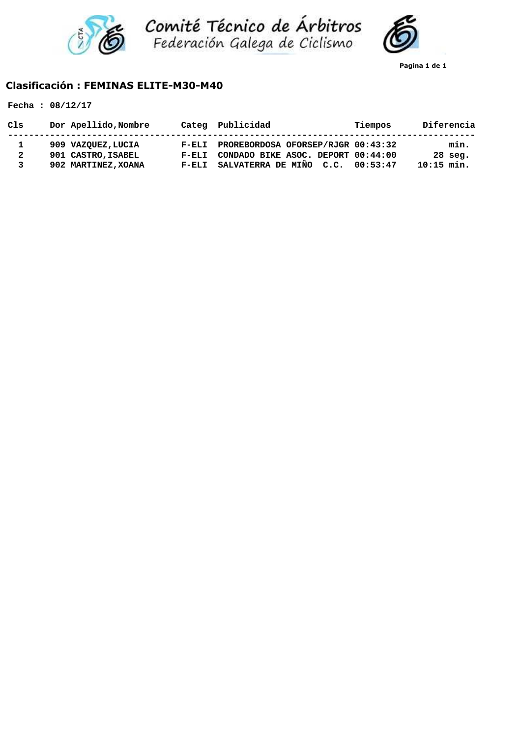Comité Técnico de Árbitros
Federación Galega de Ciclismo

## Clasificación : FEMINAS ELITE-M30-M40

**Fecha : 08/12/17**

| Cls | Dor | Apellido,Nombre | Categ | Publicidad | Tiempos | Diferencia |
|---|---|---|---|---|---|---|
| 1 | 909 | VAZQUEZ,LUCIA | F-ELI | PROREBORDOSA OFORSEP/RJGR | 00:43:32 | min. |
| 2 | 901 | CASTRO,ISABEL | F-ELI | CONDADO BIKE ASOC. DEPORT | 00:44:00 | 28 seg. |
| 3 | 902 | MARTINEZ,XOANA | F-ELI | SALVATERRA DE MIÑO C.C. | 00:53:47 | 10:15 min. |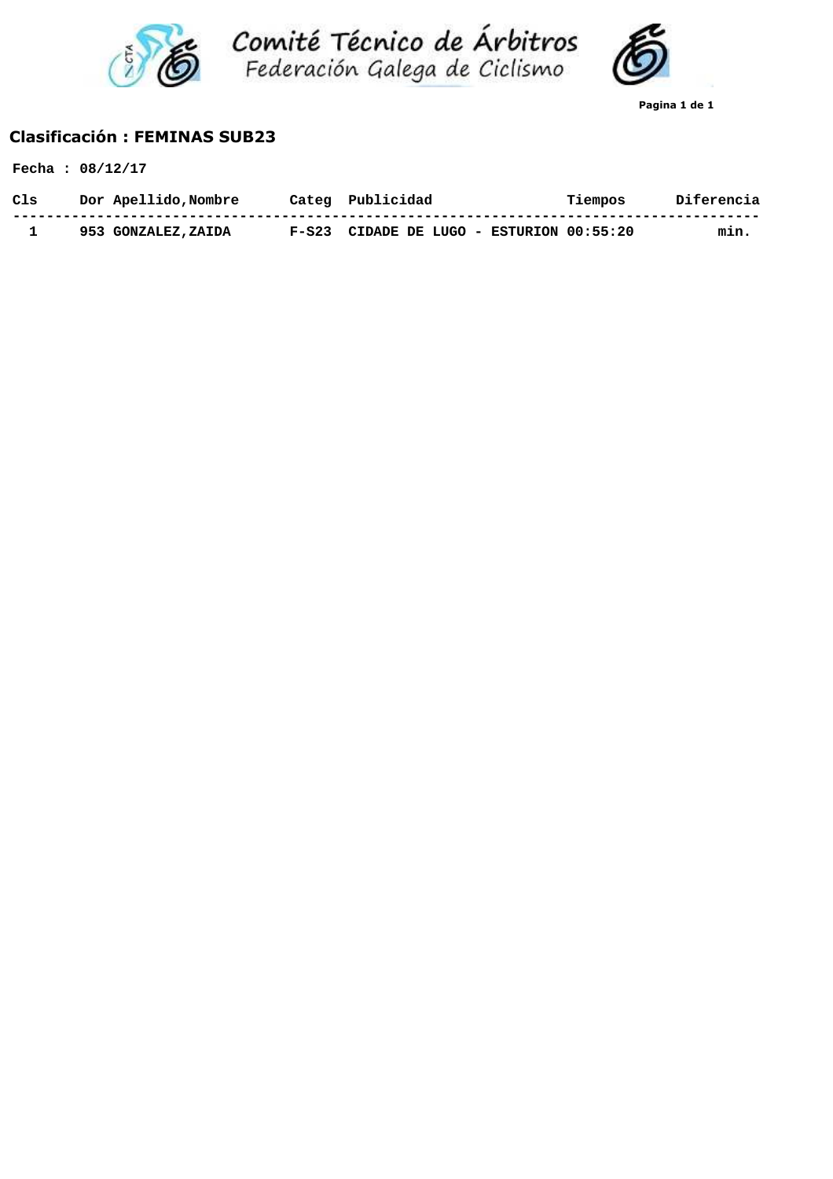Comité Técnico de Árbitros
Federación Galega de Ciclismo

## Clasificación : FEMINAS SUB23

**Fecha : 08/12/17**

| Cls | Dor | Apellido,Nombre | Categ | Publicidad | Tiempos | Diferencia |
|---|---|---|---|---|---|---|
| 1 | 953 | GONZALEZ,ZAIDA | F-S23 | CIDADE DE LUGO - ESTURION | 00:55:20 | min. |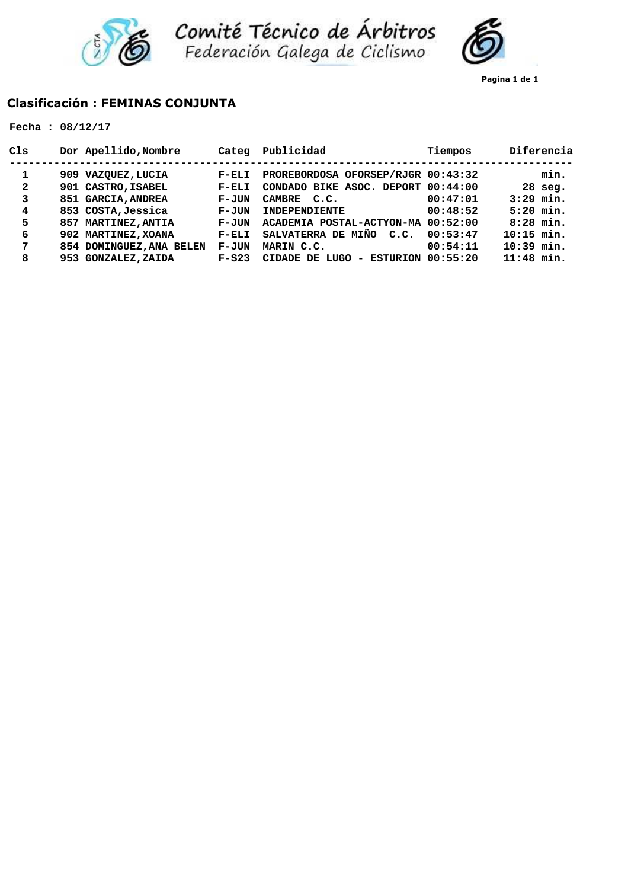Comité Técnico de Árbitros
Federación Galega de Ciclismo

## Clasificación : FEMINAS CONJUNTA

**Fecha : 08/12/17**

| Cls | Dor | Apellido,Nombre | Categ | Publicidad | Tiempos | Diferencia |
|---|---|---|---|---|---|---|
| 1 | 909 | VAZQUEZ,LUCIA | F-ELI | PROREBORDOSA OFORSEP/RJGR | 00:43:32 | min. |
| 2 | 901 | CASTRO,ISABEL | F-ELI | CONDADO BIKE ASOC. DEPORT | 00:44:00 | 28 seg. |
| 3 | 851 | GARCIA,ANDREA | F-JUN | CAMBRE C.C. | 00:47:01 | 3:29 min. |
| 4 | 853 | COSTA,Jessica | F-JUN | INDEPENDIENTE | 00:48:52 | 5:20 min. |
| 5 | 857 | MARTINEZ,ANTIA | F-JUN | ACADEMIA POSTAL-ACTYON-MA | 00:52:00 | 8:28 min. |
| 6 | 902 | MARTINEZ,XOANA | F-ELI | SALVATERRA DE MIÑO C.C. | 00:53:47 | 10:15 min. |
| 7 | 854 | DOMINGUEZ,ANA BELEN | F-JUN | MARIN C.C. | 00:54:11 | 10:39 min. |
| 8 | 953 | GONZALEZ,ZAIDA | F-S23 | CIDADE DE LUGO - ESTURION | 00:55:20 | 11:48 min. |